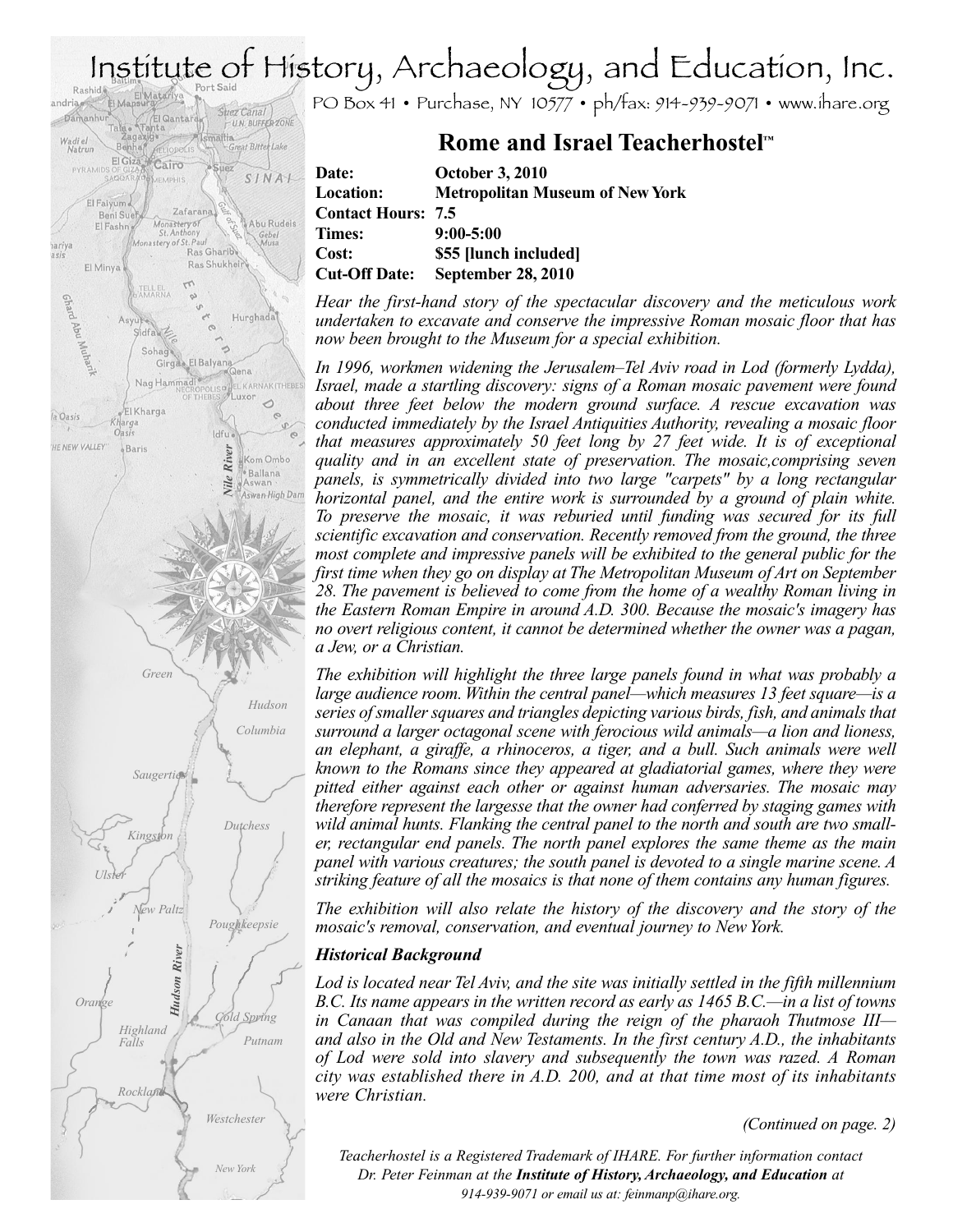# Institute of History, Archaeology, and Education, Inc.

PO Box 41 • Purchase, NY 10577 • ph/fax: 914-939-9071 • www.ihare.org

## Rome and Israel Teacherhostel™

**Date:** **October 3, 2010**
**Location:** **Metropolitan Museum of New York**
**Contact Hours:** **7.5**
**Times:** **9:00-5:00**
**Cost:** **$55 [lunch included]**
**Cut-Off Date:** **September 28, 2010**

*Hear the first-hand story of the spectacular discovery and the meticulous work undertaken to excavate and conserve the impressive Roman mosaic floor that has now been brought to the Museum for a special exhibition.*

*In 1996, workmen widening the Jerusalem–Tel Aviv road in Lod (formerly Lydda), Israel, made a startling discovery: signs of a Roman mosaic pavement were found about three feet below the modern ground surface. A rescue excavation was conducted immediately by the Israel Antiquities Authority, revealing a mosaic floor that measures approximately 50 feet long by 27 feet wide. It is of exceptional quality and in an excellent state of preservation. The mosaic,comprising seven panels, is symmetrically divided into two large "carpets" by a long rectangular horizontal panel, and the entire work is surrounded by a ground of plain white. To preserve the mosaic, it was reburied until funding was secured for its full scientific excavation and conservation. Recently removed from the ground, the three most complete and impressive panels will be exhibited to the general public for the first time when they go on display at The Metropolitan Museum of Art on September 28. The pavement is believed to come from the home of a wealthy Roman living in the Eastern Roman Empire in around A.D. 300. Because the mosaic's imagery has no overt religious content, it cannot be determined whether the owner was a pagan, a Jew, or a Christian.*

*The exhibition will highlight the three large panels found in what was probably a large audience room. Within the central panel—which measures 13 feet square—is a series of smaller squares and triangles depicting various birds, fish, and animals that surround a larger octagonal scene with ferocious wild animals—a lion and lioness, an elephant, a giraffe, a rhinoceros, a tiger, and a bull. Such animals were well known to the Romans since they appeared at gladiatorial games, where they were pitted either against each other or against human adversaries. The mosaic may therefore represent the largesse that the owner had conferred by staging games with wild animal hunts. Flanking the central panel to the north and south are two smaller, rectangular end panels. The north panel explores the same theme as the main panel with various creatures; the south panel is devoted to a single marine scene. A striking feature of all the mosaics is that none of them contains any human figures.*

*The exhibition will also relate the history of the discovery and the story of the mosaic's removal, conservation, and eventual journey to New York.*

### *Historical Background*

*Lod is located near Tel Aviv, and the site was initially settled in the fifth millennium B.C. Its name appears in the written record as early as 1465 B.C.—in a list of towns in Canaan that was compiled during the reign of the pharaoh Thutmose III—and also in the Old and New Testaments. In the first century A.D., the inhabitants of Lod were sold into slavery and subsequently the town was razed. A Roman city was established there in A.D. 200, and at that time most of its inhabitants were Christian.*

*(Continued on page. 2)*

*Teacherhostel is a Registered Trademark of IHARE. For further information contact Dr. Peter Feinman at the* ***Institute of History, Archaeology, and Education*** *at 914-939-9071 or email us at: feinmanp@ihare.org.*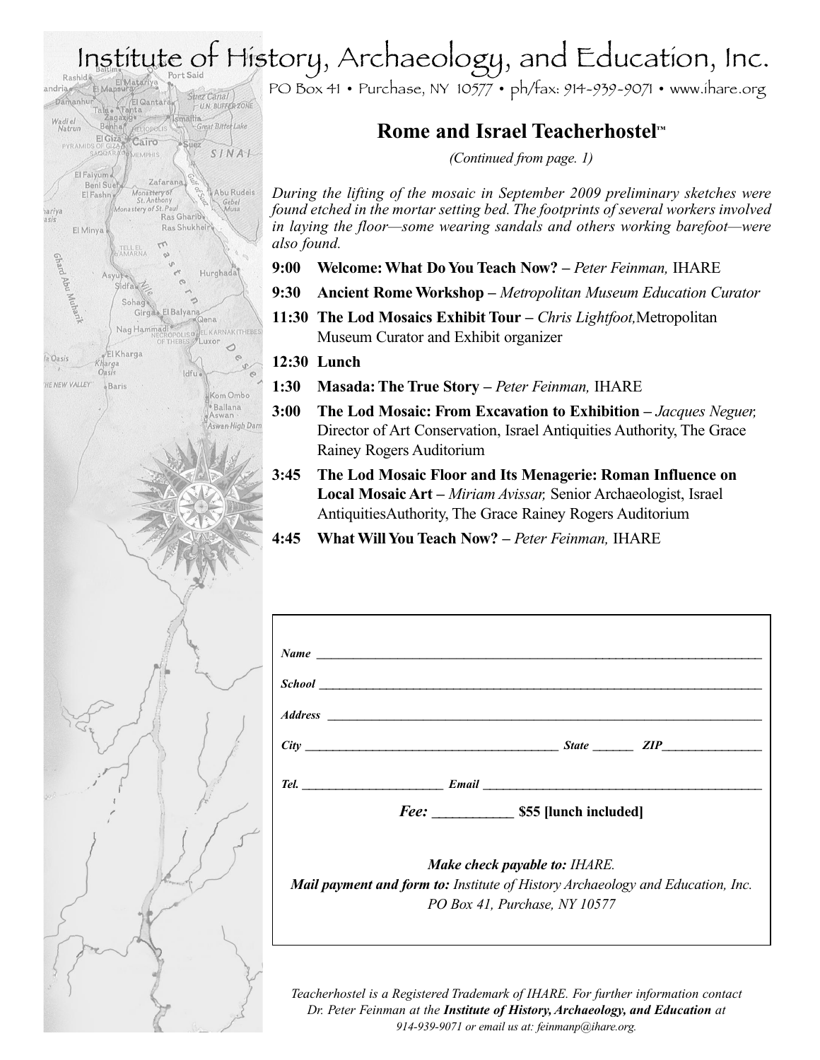# Institute of History, Archaeology, and Education, Inc.

PO Box 41 • Purchase, NY 10577 • ph/fax: 914-939-9071 • www.ihare.org

## Rome and Israel Teacherhostel™

*(Continued from page. 1)*

*During the lifting of the mosaic in September 2009 preliminary sketches were found etched in the mortar setting bed. The footprints of several workers involved in laying the floor—some wearing sandals and others working barefoot—were also found.*

**9:00 Welcome: What Do You Teach Now? –** *Peter Feinman,* IHARE

**9:30 Ancient Rome Workshop –** *Metropolitan Museum Education Curator*

**11:30 The Lod Mosaics Exhibit Tour –** *Chris Lightfoot,*Metropolitan Museum Curator and Exhibit organizer

**12:30 Lunch**

**1:30 Masada: The True Story –** *Peter Feinman,* IHARE

**3:00 The Lod Mosaic: From Excavation to Exhibition –** *Jacques Neguer,* Director of Art Conservation, Israel Antiquities Authority, The Grace Rainey Rogers Auditorium

**3:45 The Lod Mosaic Floor and Its Menagerie: Roman Influence on Local Mosaic Art –** *Miriam Avissar,* Senior Archaeologist, Israel AntiquitiesAuthority, The Grace Rainey Rogers Auditorium

**4:45 What Will You Teach Now? –** *Peter Feinman,* IHARE

***Name*** ______________________________________________

***School*** ______________________________________________

***Address*** ______________________________________________

***City*** ______________________ ***State*** _______ ***ZIP*** ____________

***Tel.*** ____________________ ***Email*** ______________________________

***Fee:*** ___________ **$55 [lunch included]**

***Make check payable to:*** *IHARE.*

***Mail payment and form to:*** *Institute of History Archaeology and Education, Inc. PO Box 41, Purchase, NY 10577*

*Teacherhostel is a Registered Trademark of IHARE. For further information contact Dr. Peter Feinman at the* ***Institute of History, Archaeology, and Education*** *at 914-939-9071 or email us at: feinmanp@ihare.org.*